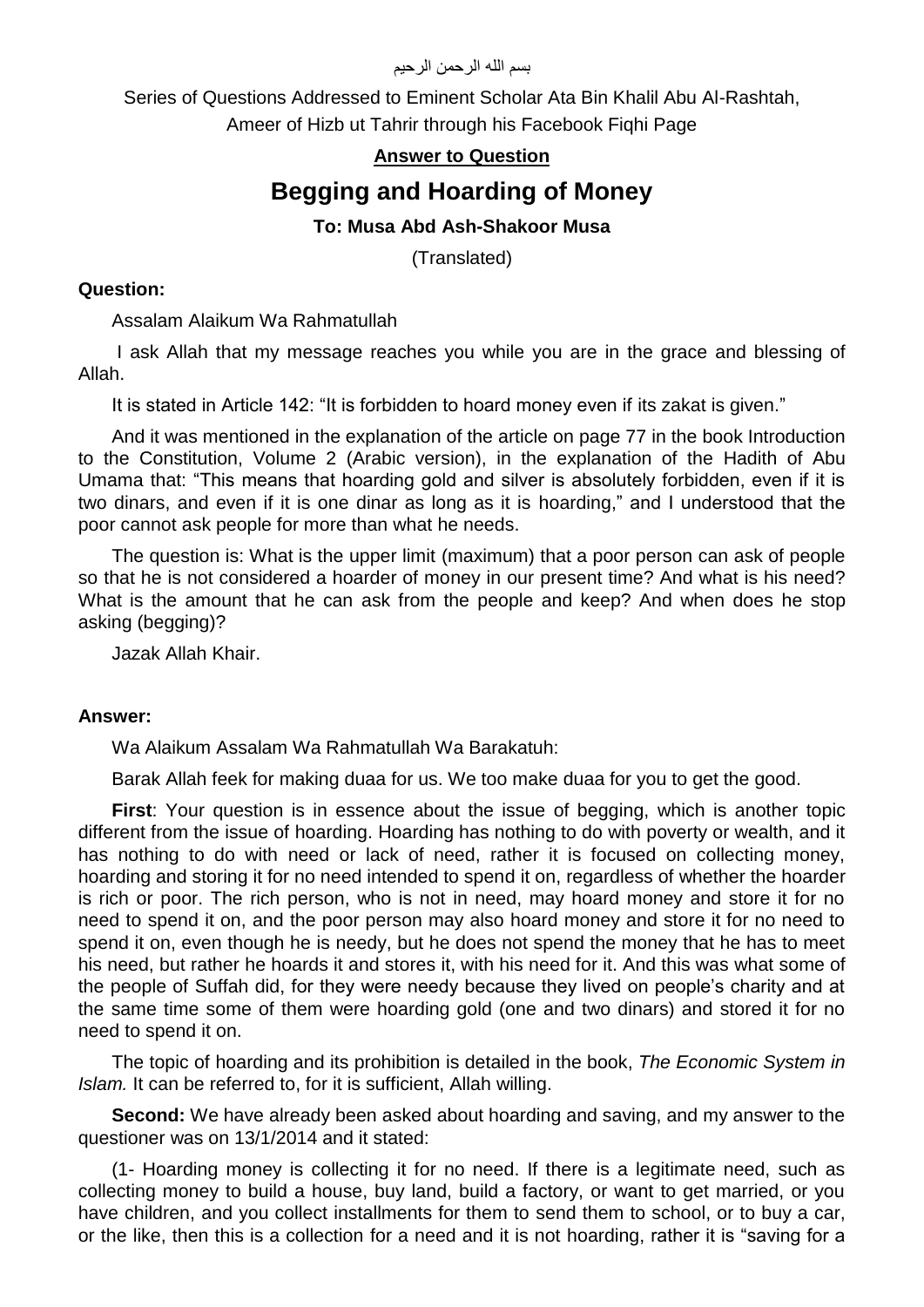بسم الله الرحمن الرحيم

Series of Questions Addressed to Eminent Scholar Ata Bin Khalil Abu Al-Rashtah, Ameer of Hizb ut Tahrir through his Facebook Fiqhi Page

**Answer to Question**

# Begging and Hoarding of Money

**To: Musa Abd Ash-Shakoor Musa**

(Translated)

**Question:**

Assalam Alaikum Wa Rahmatullah

I ask Allah that my message reaches you while you are in the grace and blessing of Allah.

It is stated in Article 142: "It is forbidden to hoard money even if its zakat is given."

And it was mentioned in the explanation of the article on page 77 in the book Introduction to the Constitution, Volume 2 (Arabic version), in the explanation of the Hadith of Abu Umama that: "This means that hoarding gold and silver is absolutely forbidden, even if it is two dinars, and even if it is one dinar as long as it is hoarding," and I understood that the poor cannot ask people for more than what he needs.

The question is: What is the upper limit (maximum) that a poor person can ask of people so that he is not considered a hoarder of money in our present time? And what is his need? What is the amount that he can ask from the people and keep? And when does he stop asking (begging)?

Jazak Allah Khair.

**Answer:**

Wa Alaikum Assalam Wa Rahmatullah Wa Barakatuh:

Barak Allah feek for making duaa for us. We too make duaa for you to get the good.

**First**: Your question is in essence about the issue of begging, which is another topic different from the issue of hoarding. Hoarding has nothing to do with poverty or wealth, and it has nothing to do with need or lack of need, rather it is focused on collecting money, hoarding and storing it for no need intended to spend it on, regardless of whether the hoarder is rich or poor. The rich person, who is not in need, may hoard money and store it for no need to spend it on, and the poor person may also hoard money and store it for no need to spend it on, even though he is needy, but he does not spend the money that he has to meet his need, but rather he hoards it and stores it, with his need for it. And this was what some of the people of Suffah did, for they were needy because they lived on people's charity and at the same time some of them were hoarding gold (one and two dinars) and stored it for no need to spend it on.

The topic of hoarding and its prohibition is detailed in the book, *The Economic System in Islam.* It can be referred to, for it is sufficient, Allah willing.

**Second:** We have already been asked about hoarding and saving, and my answer to the questioner was on 13/1/2014 and it stated:

(1- Hoarding money is collecting it for no need. If there is a legitimate need, such as collecting money to build a house, buy land, build a factory, or want to get married, or you have children, and you collect installments for them to send them to school, or to buy a car, or the like, then this is a collection for a need and it is not hoarding, rather it is "saving for a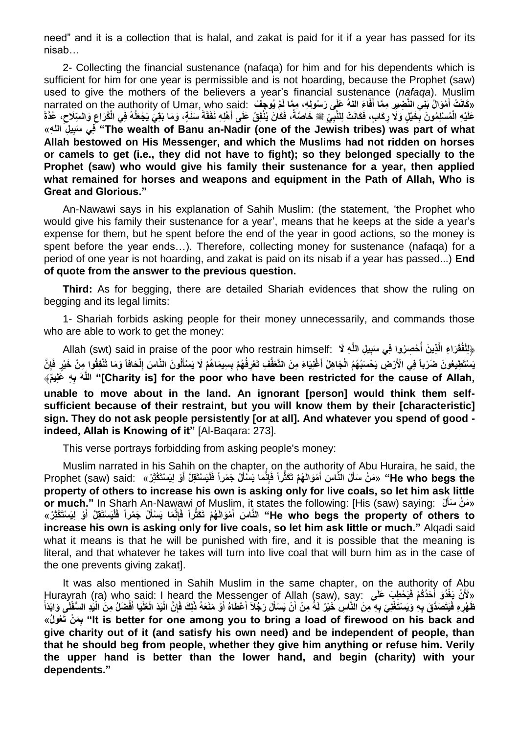need" and it is a collection that is halal, and zakat is paid for it if a year has passed for its nisab…

2- Collecting the financial sustenance (nafaqa) for him and for his dependents which is sufficient for him for one year is permissible and is not hoarding, because the Prophet (saw) used to give the mothers of the believers a year's financial sustenance (*nafaqa*). Muslim narrated on the authority of Umar, who said: «كَانَتْ أَمْوَالُ بَنِي النَّضِيرِ مِمَّا أَفَاءَ اللهُ عَلَى رَسُولِهِ، مِمَّا لَمْ يُوجِفْ عَلَيْهِ الْمُسْلِمُونَ بِخَيْلٍ وَلَا رِكَابٍ، فَكَانَتْ لِلنَّبِيِّ ﷺ خَاصَّةً، فَكَانَ يُنْفِقُ عَلَى أَهْلِهِ نَفَقَةَ سَنَةٍ، وَمَا بَقِيَ يَجْعَلُهُ فِي الْكُرَاعِ وَالسِّلَاحِ، عُدَّةً فِي سَبِيلِ اللهِ» **"The wealth of Banu an-Nadir (one of the Jewish tribes) was part of what Allah bestowed on His Messenger, and which the Muslims had not ridden on horses or camels to get (i.e., they did not have to fight); so they belonged specially to the Prophet (saw) who would give his family their sustenance for a year, then applied what remained for horses and weapons and equipment in the Path of Allah, Who is Great and Glorious."**

An-Nawawi says in his explanation of Sahih Muslim: (the statement, 'the Prophet who would give his family their sustenance for a year', means that he keeps at the side a year's expense for them, but he spent before the end of the year in good actions, so the money is spent before the year ends…). Therefore, collecting money for sustenance (nafaqa) for a period of one year is not hoarding, and zakat is paid on its nisab if a year has passed...) **End of quote from the answer to the previous question.**

**Third:** As for begging, there are detailed Shariah evidences that show the ruling on begging and its legal limits:

1- Shariah forbids asking people for their money unnecessarily, and commands those who are able to work to get the money:

Allah (swt) said in praise of the poor who restrain himself: ﴿لِلْفُقَرَاءِ الَّذِينَ أُحْصِرُوا فِي سَبِيلِ اللَّهِ لَا يَسْتَطِيعُونَ ضَرْباً فِي الْأَرْضِ يَحْسَبُهُمُ الْجَاهِلُ أَغْنِيَاءَ مِنَ التَّعَفُّفِ تَعْرِفُهُمْ بِسِيمَاهُمْ لَا يَسْأَلُونَ النَّاسَ إِلْحَافاً وَمَا تُنْفِقُوا مِنْ خَيْرٍ فَإِنَّ اللَّهَ بِهِ عَلِيمٌ﴾ **"[Charity is] for the poor who have been restricted for the cause of Allah, unable to move about in the land. An ignorant [person] would think them self-sufficient because of their restraint, but you will know them by their [characteristic] sign. They do not ask people persistently [or at all]. And whatever you spend of good - indeed, Allah is Knowing of it"** [Al-Baqara: 273].

This verse portrays forbidding from asking people's money:

Muslim narrated in his Sahih on the chapter, on the authority of Abu Huraira, he said, the Prophet (saw) said: «مَنْ سَأَلَ النَّاسَ أَمْوَالَهُمْ تَكَثُّراً فَإِنَّمَا يَسْأَلُ جَمْراً فَلْيَسْتَقِلَّ أَوْ لِيَسْتَكْثِرْ» **"He who begs the property of others to increase his own is asking only for live coals, so let him ask little or much."** In Sharh An-Nawawi of Muslim, it states the following: [His (saw) saying: «مَنْ سَأَلَ النَّاسَ أَمْوَالَهُمْ تَكَثُّراً فَإِنَّمَا يَسْأَلُ جَمْراً فَلْيَسْتَقِلَّ أَوْ لِيَسْتَكْثِرْ» **"He who begs the property of others to increase his own is asking only for live coals, so let him ask little or much."** Alqadi said what it means is that he will be punished with fire, and it is possible that the meaning is literal, and that whatever he takes will turn into live coal that will burn him as in the case of the one prevents giving zakat].

It was also mentioned in Sahih Muslim in the same chapter, on the authority of Abu Hurayrah (ra) who said: I heard the Messenger of Allah (saw), say: «لَأَنْ يَغْدُوَ أَحَدُكُمْ فَيَحْطِبَ عَلَى ظَهْرِهِ فَيَتَصَدَّقَ بِهِ وَيَسْتَغْنِيَ بِهِ مِنَ النَّاسِ خَيْرٌ لَهُ مِنْ أَنْ يَسْأَلَ رَجُلاً أَعْطَاهُ أَوْ مَنَعَهُ ذَلِكَ فَإِنَّ الْيَدَ الْعُلْيَا أَفْضَلُ مِنَ الْيَدِ السُّفْلَى وَابْدَأْ بِمَنْ تَعُولُ» **"It is better for one among you to bring a load of firewood on his back and give charity out of it (and satisfy his own need) and be independent of people, than that he should beg from people, whether they give him anything or refuse him. Verily the upper hand is better than the lower hand, and begin (charity) with your dependents."**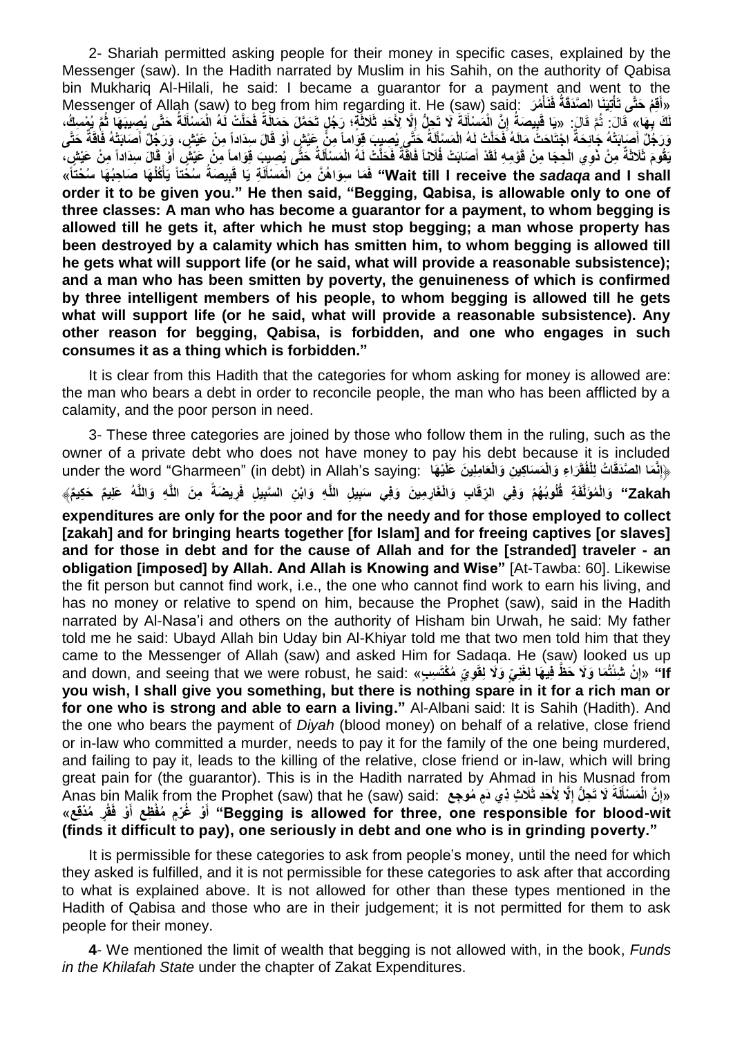2- Shariah permitted asking people for their money in specific cases, explained by the Messenger (saw). In the Hadith narrated by Muslim in his Sahih, on the authority of Qabisa bin Mukhariq Al-Hilali, he said: I became a guarantor for a payment and went to the Messenger of Allah (saw) to beg from him regarding it. He (saw) said: «أَقِمْ حَتَّى تَأْتِيَنَا الصَّدَقَةُ فَنَأْمُرَ لَكَ بِهَا» قَالَ: ثُمَّ قَالَ: «يَا قَبِيصَةُ إِنَّ الْمَسْأَلَةَ لَا تَحِلُّ إِلَّا لِأَحَدِ ثَلَاثَةٍ: رَجُلٍ تَحَمَّلَ حَمَالَةً فَحَلَّتْ لَهُ الْمَسْأَلَةُ حَتَّى يُصِيبَهَا ثُمَّ يُمْسِكُ، وَرَجُلٌ أَصَابَتْهُ جَائِحَةٌ اجْتَاحَتْ مَالَهُ فَحَلَّتْ لَهُ الْمَسْأَلَةُ حَتَّى يُصِيبَ قِوَاماً مِنْ عَيْشٍ أَوْ قَالَ سِدَاداً مِنْ عَيْشٍ، وَرَجُلٌ أَصَابَتْهُ فَاقَةٌ حَتَّى يَقُومَ ثَلَاثَةٌ مِنْ ذَوِي الْحِجَا مِنْ قَوْمِهِ لَقَدْ أَصَابَتْ فُلَاناً فَاقَةٌ فَحَلَّتْ لَهُ الْمَسْأَلَةُ حَتَّى يُصِيبَ قِوَاماً مِنْ عَيْشٍ أَوْ قَالَ سِدَاداً مِنْ عَيْشٍ، فَمَا سِوَاهُنَّ مِنَ الْمَسْأَلَةِ يَا قَبِيصَةُ سُحْتاً يَأْكُلُهَا صَاحِبُهَا سُحْتاً» **"Wait till I receive the *sadaqa* and I shall order it to be given you." He then said, "Begging, Qabisa, is allowable only to one of three classes: A man who has become a guarantor for a payment, to whom begging is allowed till he gets it, after which he must stop begging; a man whose property has been destroyed by a calamity which has smitten him, to whom begging is allowed till he gets what will support life (or he said, what will provide a reasonable subsistence); and a man who has been smitten by poverty, the genuineness of which is confirmed by three intelligent members of his people, to whom begging is allowed till he gets what will support life (or he said, what will provide a reasonable subsistence). Any other reason for begging, Qabisa, is forbidden, and one who engages in such consumes it as a thing which is forbidden."**

It is clear from this Hadith that the categories for whom asking for money is allowed are: the man who bears a debt in order to reconcile people, the man who has been afflicted by a calamity, and the poor person in need.

3- These three categories are joined by those who follow them in the ruling, such as the owner of a private debt who does not have money to pay his debt because it is included under the word "Gharmeen" (in debt) in Allah's saying: ﴿إِنَّمَا الصَّدَقَاتُ لِلْفُقَرَاءِ وَالْمَسَاكِينِ وَالْعَامِلِينَ عَلَيْهَا وَالْمُؤَلَّفَةِ قُلُوبُهُمْ وَفِي الرِّقَابِ وَالْغَارِمِينَ وَفِي سَبِيلِ اللَّهِ وَابْنِ السَّبِيلِ فَرِيضَةً مِنَ اللَّهِ وَاللَّهُ عَلِيمٌ حَكِيمٌ﴾ **"Zakah expenditures are only for the poor and for the needy and for those employed to collect [zakah] and for bringing hearts together [for Islam] and for freeing captives [or slaves] and for those in debt and for the cause of Allah and for the [stranded] traveler - an obligation [imposed] by Allah. And Allah is Knowing and Wise"** [At-Tawba: 60]. Likewise the fit person but cannot find work, i.e., the one who cannot find work to earn his living, and has no money or relative to spend on him, because the Prophet (saw), said in the Hadith narrated by Al-Nasa'i and others on the authority of Hisham bin Urwah, he said: My father told me he said: Ubayd Allah bin Uday bin Al-Khiyar told me that two men told him that they came to the Messenger of Allah (saw) and asked Him for Sadaqa. He (saw) looked us up and down, and seeing that we were robust, he said: «إِنْ شِئْتُمَا وَلَا حَظَّ فِيهَا لِغَنِيٍّ وَلَا لِقَوِيٍّ مُكْتَسِبٍ» **"If you wish, I shall give you something, but there is nothing spare in it for a rich man or for one who is strong and able to earn a living."** Al-Albani said: It is Sahih (Hadith). And the one who bears the payment of *Diyah* (blood money) on behalf of a relative, close friend or in-law who committed a murder, needs to pay it for the family of the one being murdered, and failing to pay it, leads to the killing of the relative, close friend or in-law, which will bring great pain for (the guarantor). This is in the Hadith narrated by Ahmad in his Musnad from Anas bin Malik from the Prophet (saw) that he (saw) said: «إِنَّ الْمَسْأَلَةَ لَا تَحِلُّ إِلَّا لِأَحَدِ ثَلَاثٍ ذِي دَمٍ مُوجِعٍ أَوْ غُرْمٍ مُفْظِعٍ أَوْ فَقْرٍ مُدْقِعٍ» **"Begging is allowed for three, one responsible for blood-wit (finds it difficult to pay), one seriously in debt and one who is in grinding poverty."**

It is permissible for these categories to ask from people's money, until the need for which they asked is fulfilled, and it is not permissible for these categories to ask after that according to what is explained above. It is not allowed for other than these types mentioned in the Hadith of Qabisa and those who are in their judgement; it is not permitted for them to ask people for their money.

**4**- We mentioned the limit of wealth that begging is not allowed with, in the book, *Funds in the Khilafah State* under the chapter of Zakat Expenditures.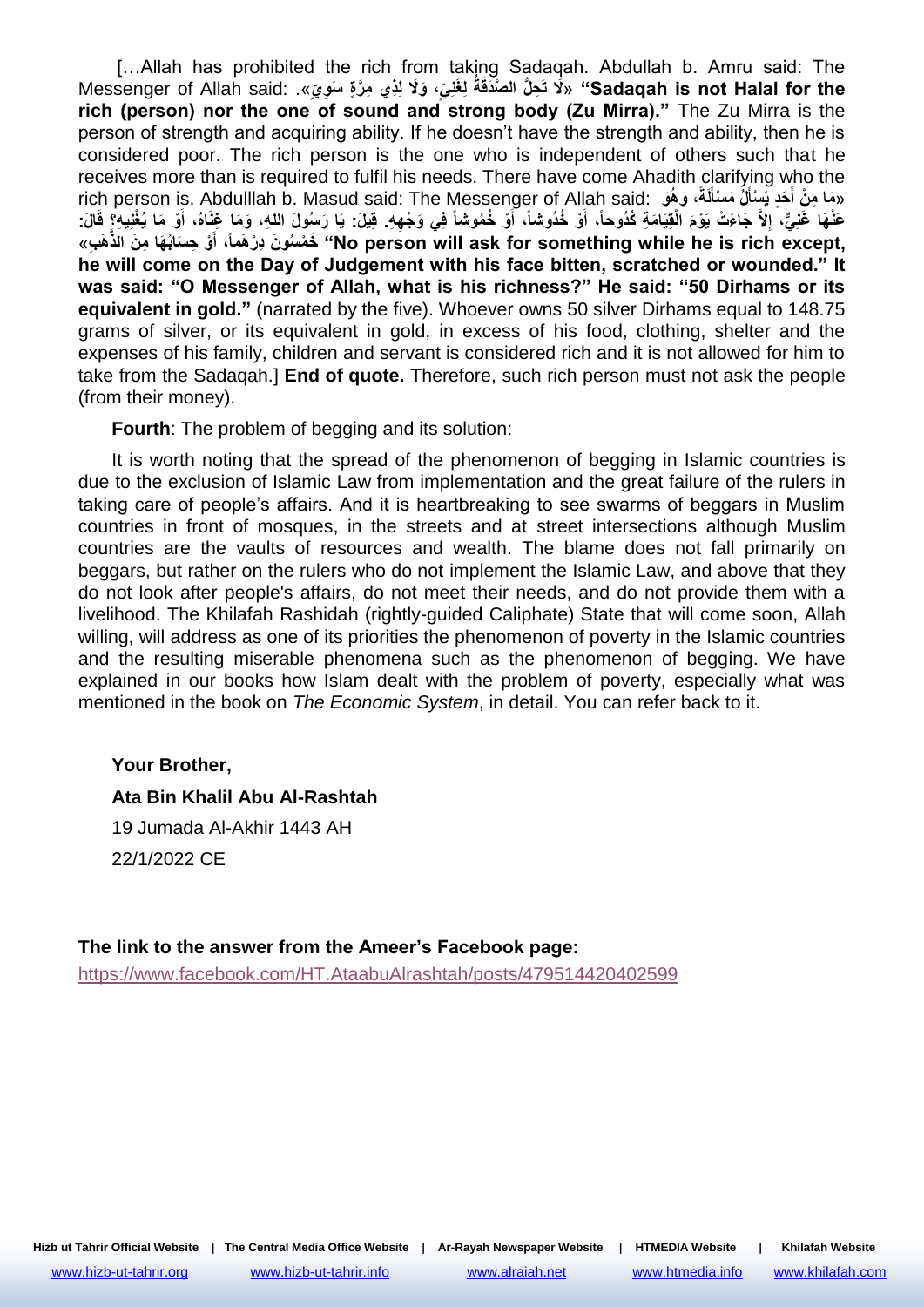[…Allah has prohibited the rich from taking Sadaqah. Abdullah b. Amru said: The Messenger of Allah said: «لَا تَحِلُّ الصَّدَقَةُ لِغَنِيٍّ، وَلَا لِذِي مِرَّةٍ سَوِيٍّ». **"Sadaqah is not Halal for the rich (person) nor the one of sound and strong body (Zu Mirra)."** The Zu Mirra is the person of strength and acquiring ability. If he doesn't have the strength and ability, then he is considered poor. The rich person is the one who is independent of others such that he receives more than is required to fulfil his needs. There have come Ahadith clarifying who the rich person is. Abdulllah b. Masud said: The Messenger of Allah said: **«مَا مِنْ أَحَدٍ يَسْأَلُ مَسْأَلَةً، وَهُوَ عَنْهَا غَنِيٌّ، إِلاَّ جَاءَتْ يَوْمَ الْقِيَامَةِ كُدُوحاً، أَوْ خُدُوشاً، أَوْ خُمُوشاً فِي وَجْهِهِ. قِيلَ: يَا رَسُولَ اللهِ، وَمَا غِنَاهُ، أَوْ مَا يُغْنِيهِ؟ قَالَ: خَمْسُونَ دِرْهَماً، أَوْ حِسَابُهَا مِنَ الذَّهَبِ» "No person will ask for something while he is rich except, he will come on the Day of Judgement with his face bitten, scratched or wounded." It was said: "O Messenger of Allah, what is his richness?" He said: "50 Dirhams or its equivalent in gold."** (narrated by the five). Whoever owns 50 silver Dirhams equal to 148.75 grams of silver, or its equivalent in gold, in excess of his food, clothing, shelter and the expenses of his family, children and servant is considered rich and it is not allowed for him to take from the Sadaqah.] **End of quote.** Therefore, such rich person must not ask the people (from their money).

**Fourth**: The problem of begging and its solution:

It is worth noting that the spread of the phenomenon of begging in Islamic countries is due to the exclusion of Islamic Law from implementation and the great failure of the rulers in taking care of people's affairs. And it is heartbreaking to see swarms of beggars in Muslim countries in front of mosques, in the streets and at street intersections although Muslim countries are the vaults of resources and wealth. The blame does not fall primarily on beggars, but rather on the rulers who do not implement the Islamic Law, and above that they do not look after people's affairs, do not meet their needs, and do not provide them with a livelihood. The Khilafah Rashidah (rightly-guided Caliphate) State that will come soon, Allah willing, will address as one of its priorities the phenomenon of poverty in the Islamic countries and the resulting miserable phenomena such as the phenomenon of begging. We have explained in our books how Islam dealt with the problem of poverty, especially what was mentioned in the book on *The Economic System*, in detail. You can refer back to it.

**Your Brother,**

**Ata Bin Khalil Abu Al-Rashtah**

19 Jumada Al-Akhir 1443 AH

22/1/2022 CE

**The link to the answer from the Ameer's Facebook page:**

https://www.facebook.com/HT.AtaabuAlrashtah/posts/479514420402599